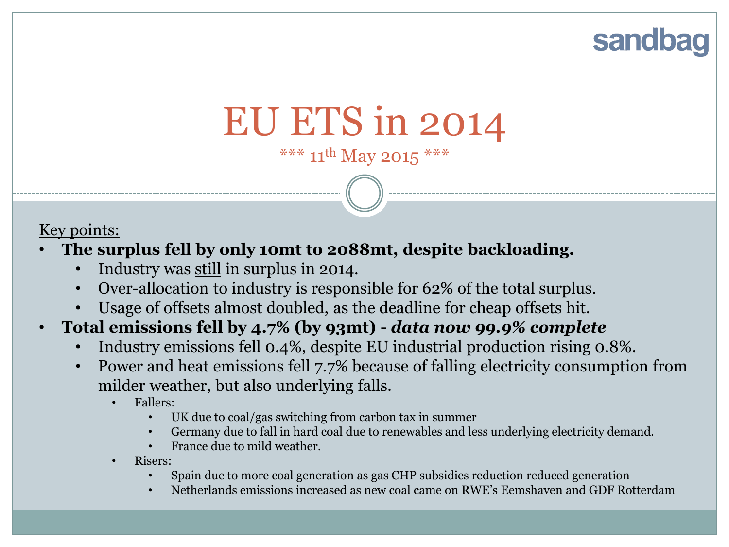sandbag

# EU ETS in 2014

*** 11th May 2015 ***

Key points:

- **The surplus fell by only 10mt to 2088mt, despite backloading.**
  - Industry was still in surplus in 2014.
  - Over-allocation to industry is responsible for 62% of the total surplus.
  - Usage of offsets almost doubled, as the deadline for cheap offsets hit.
- **Total emissions fell by 4.7% (by 93mt) - *data now 99.9% complete***
  - Industry emissions fell 0.4%, despite EU industrial production rising 0.8%.
  - Power and heat emissions fell 7.7% because of falling electricity consumption from milder weather, but also underlying falls.
    - Fallers:
      - UK due to coal/gas switching from carbon tax in summer
      - Germany due to fall in hard coal due to renewables and less underlying electricity demand.
      - France due to mild weather.
    - Risers:
      - Spain due to more coal generation as gas CHP subsidies reduction reduced generation
      - Netherlands emissions increased as new coal came on RWE's Eemshaven and GDF Rotterdam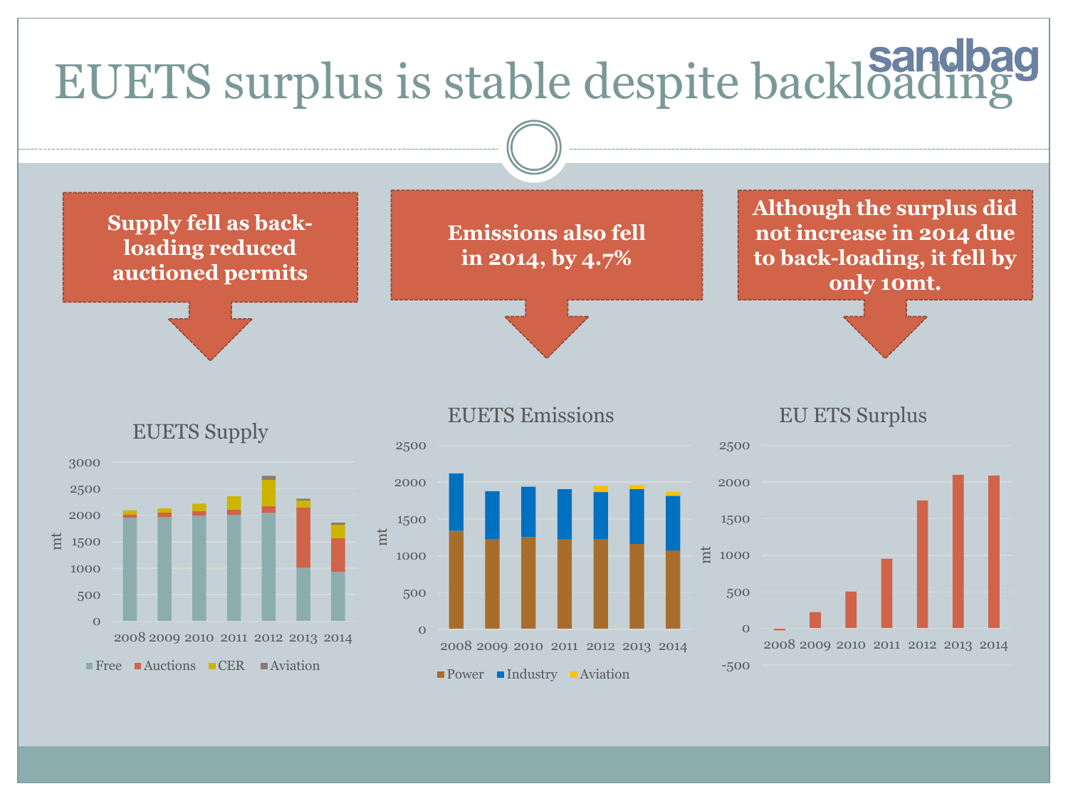# EUETS surplus is stable despite backloading

**Supply fell as back-loading reduced auctioned permits**

**Emissions also fell in 2014, by 4.7%**

**Although the surplus did not increase in 2014 due to back-loading, it fell by only 10mt.**

EUETS Supply

EUETS Emissions

EU ETS Surplus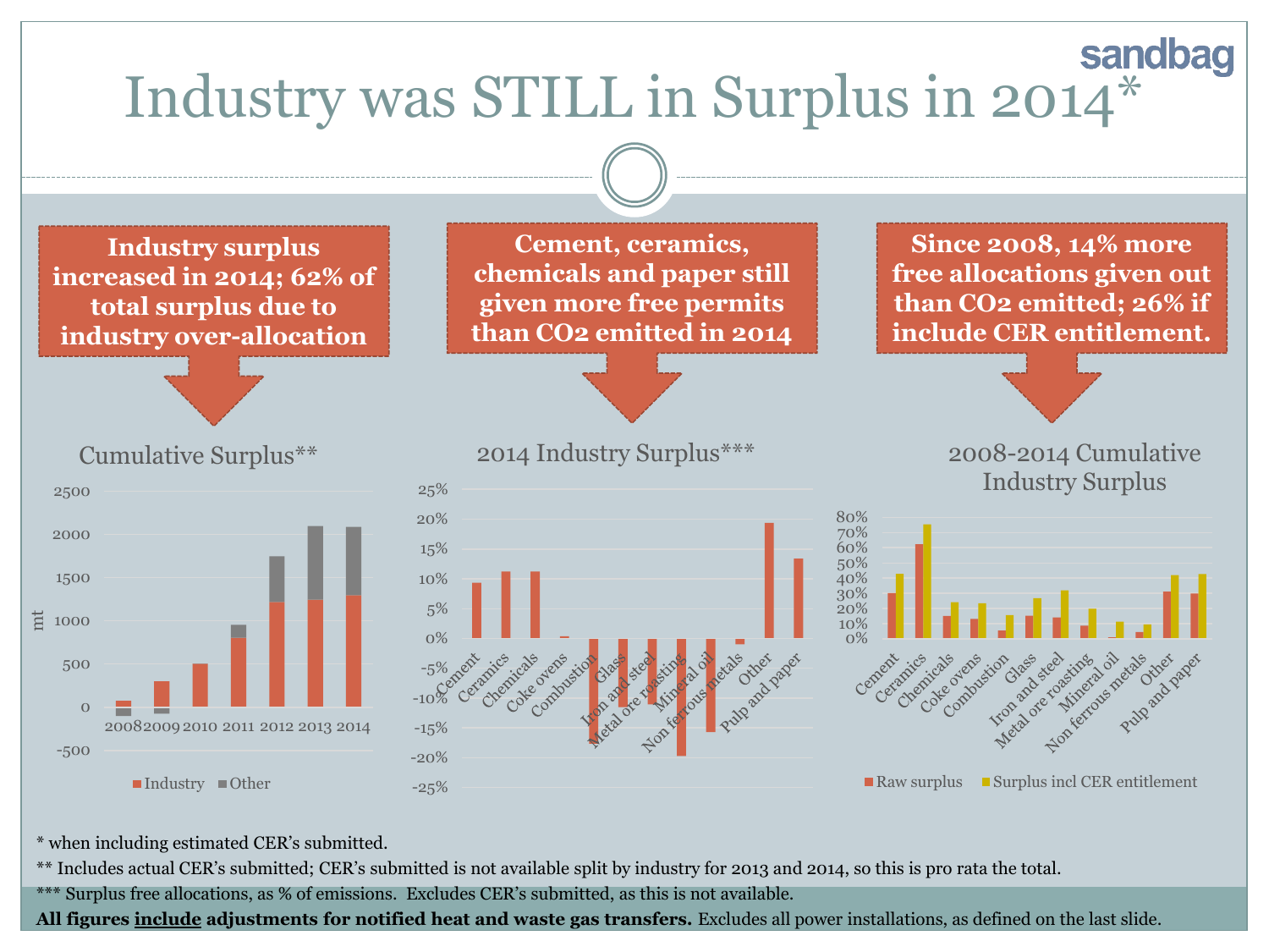# Industry was STILL in Surplus in 2014*

sandbag

**Industry surplus increased in 2014; 62% of total surplus due to industry over-allocation**

**Cement, ceramics, chemicals and paper still given more free permits than CO2 emitted in 2014**

**Since 2008, 14% more free allocations given out than CO2 emitted; 26% if include CER entitlement.**

Cumulative Surplus**

2014 Industry Surplus***

2008-2014 Cumulative Industry Surplus

\* when including estimated CER's submitted.

\*\* Includes actual CER's submitted; CER's submitted is not available split by industry for 2013 and 2014, so this is pro rata the total.

\*\*\* Surplus free allocations, as % of emissions. Excludes CER's submitted, as this is not available.

**All figures include adjustments for notified heat and waste gas transfers.** Excludes all power installations, as defined on the last slide.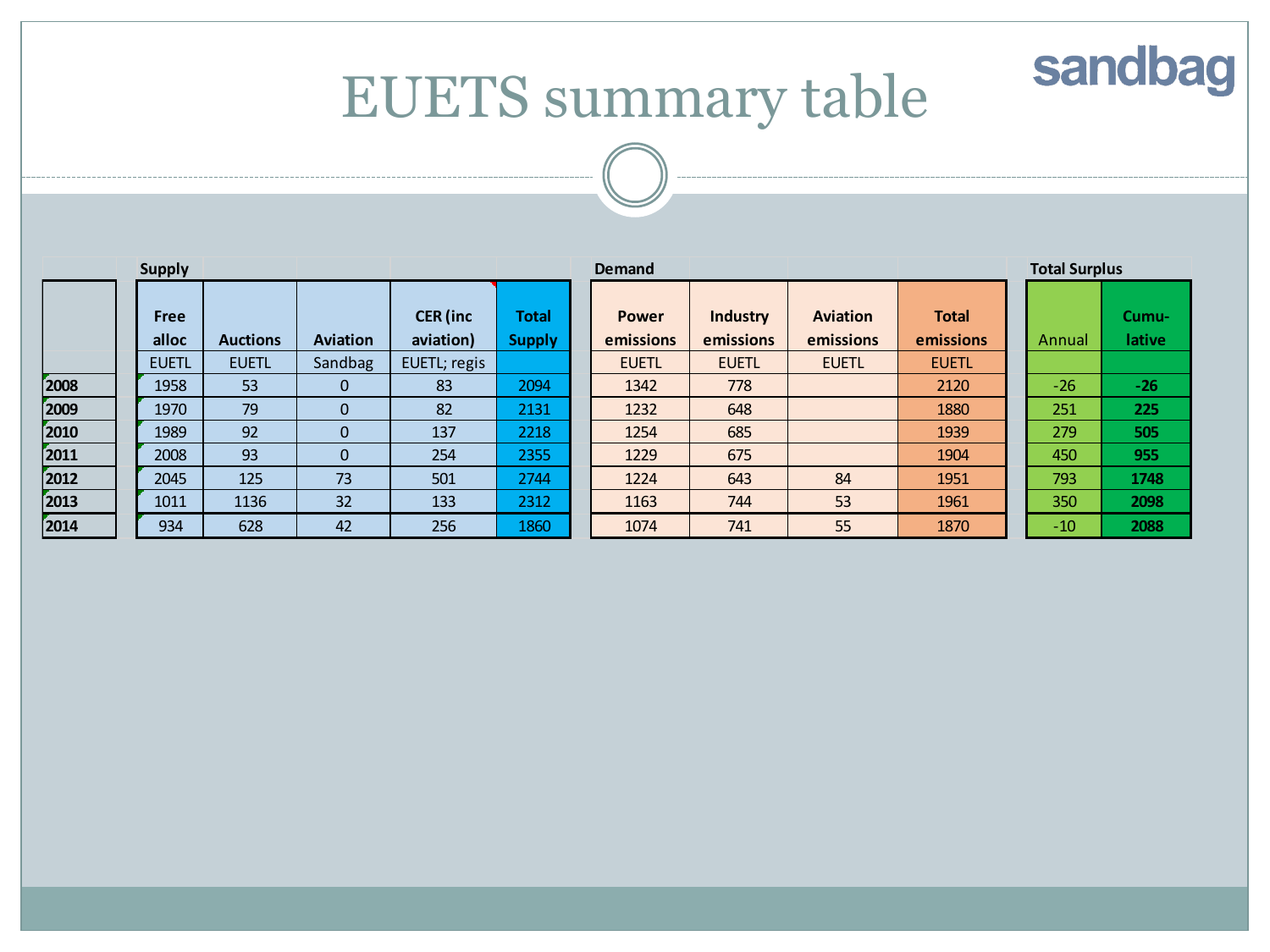# EUETS summary table

sandbag

| | Supply | | | | | Demand | | | | Total Surplus | |
|---|---|---|---|---|---|---|---|---|---|---|---|
| | Free alloc | Auctions | Aviation | CER (inc aviation) | Total Supply | Power emissions | Industry emissions | Aviation emissions | Total emissions | Annual | Cumu-lative |
| | EUETL | EUETL | Sandbag | EUETL; regis | | EUETL | EUETL | EUETL | EUETL | | |
| **2008** | 1958 | 53 | 0 | 83 | 2094 | 1342 | 778 | | 2120 | -26 | **-26** |
| **2009** | 1970 | 79 | 0 | 82 | 2131 | 1232 | 648 | | 1880 | 251 | **225** |
| **2010** | 1989 | 92 | 0 | 137 | 2218 | 1254 | 685 | | 1939 | 279 | **505** |
| **2011** | 2008 | 93 | 0 | 254 | 2355 | 1229 | 675 | | 1904 | 450 | **955** |
| **2012** | 2045 | 125 | 73 | 501 | 2744 | 1224 | 643 | 84 | 1951 | 793 | **1748** |
| **2013** | 1011 | 1136 | 32 | 133 | 2312 | 1163 | 744 | 53 | 1961 | 350 | **2098** |
| **2014** | 934 | 628 | 42 | 256 | 1860 | 1074 | 741 | 55 | 1870 | -10 | **2088** |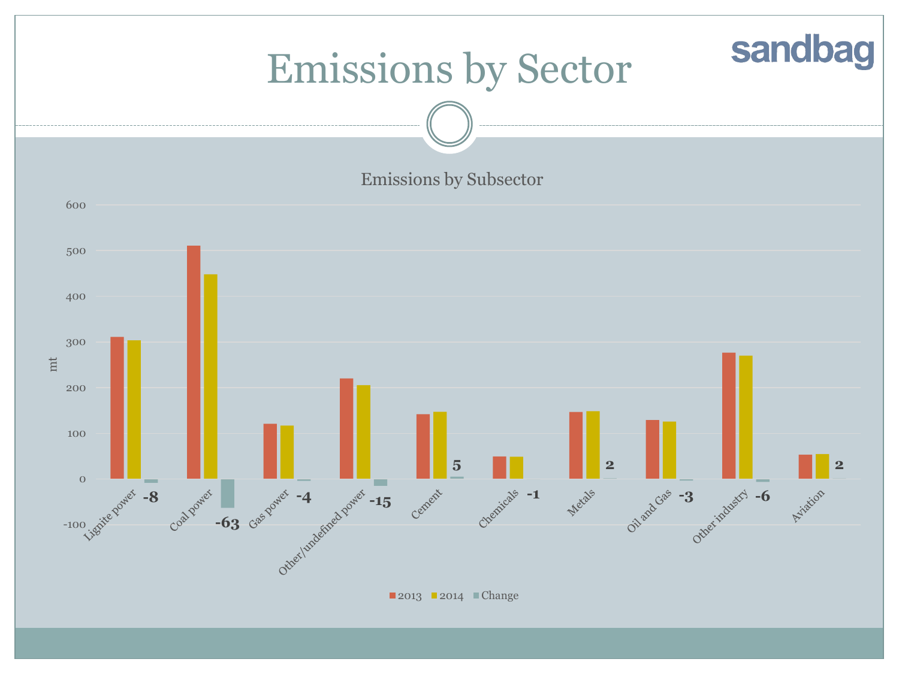# Emissions by Sector

## Emissions by Subsector

| Subsector | Change (mt) |
|---|---|
| Lignite power | -8 |
| Coal power | -63 |
| Gas power | -4 |
| Other/undefined power | -15 |
| Cement | 5 |
| Chemicals | -1 |
| Metals | 2 |
| Oil and Gas | -3 |
| Other industry | -6 |
| Aviation | 2 |

mt

2013 | 2014 | Change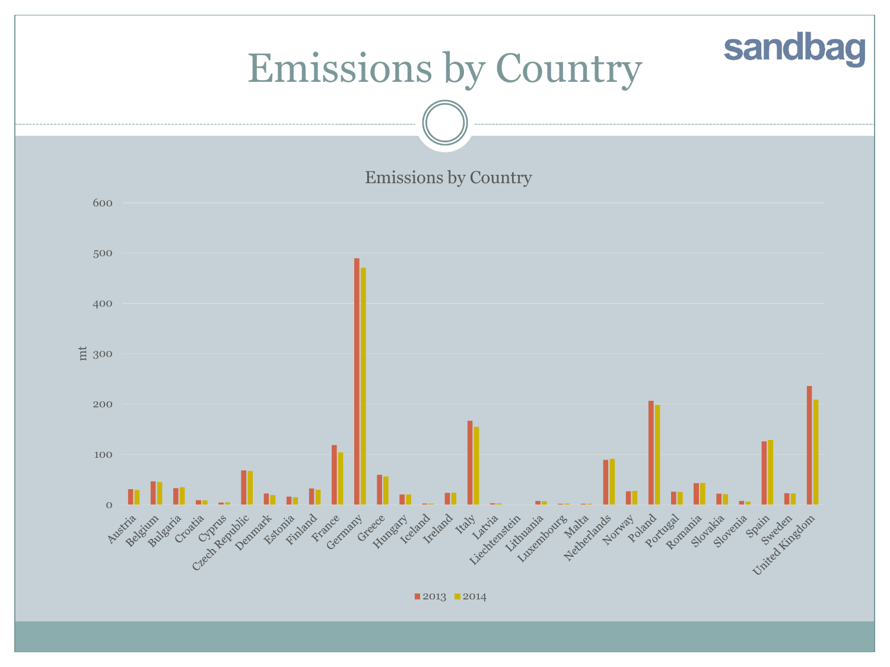# Emissions by Country

sandbag

Emissions by Country

| Country | 2013 | 2014 |
|---|---|---|
| Austria | | |
| Belgium | | |
| Bulgaria | | |
| Croatia | | |
| Cyprus | | |
| Czech Republic | | |
| Denmark | | |
| Estonia | | |
| Finland | | |
| France | | |
| Germany | | |
| Greece | | |
| Hungary | | |
| Iceland | | |
| Ireland | | |
| Italy | | |
| Latvia | | |
| Liechtenstein | | |
| Lithuania | | |
| Luxembourg | | |
| Malta | | |
| Netherlands | | |
| Norway | | |
| Poland | | |
| Portugal | | |
| Romania | | |
| Slovakia | | |
| Slovenia | | |
| Spain | | |
| Sweden | | |
| United Kingdom | | |

Y-axis: mt (0, 100, 200, 300, 400, 500, 600)

Legend: 2013, 2014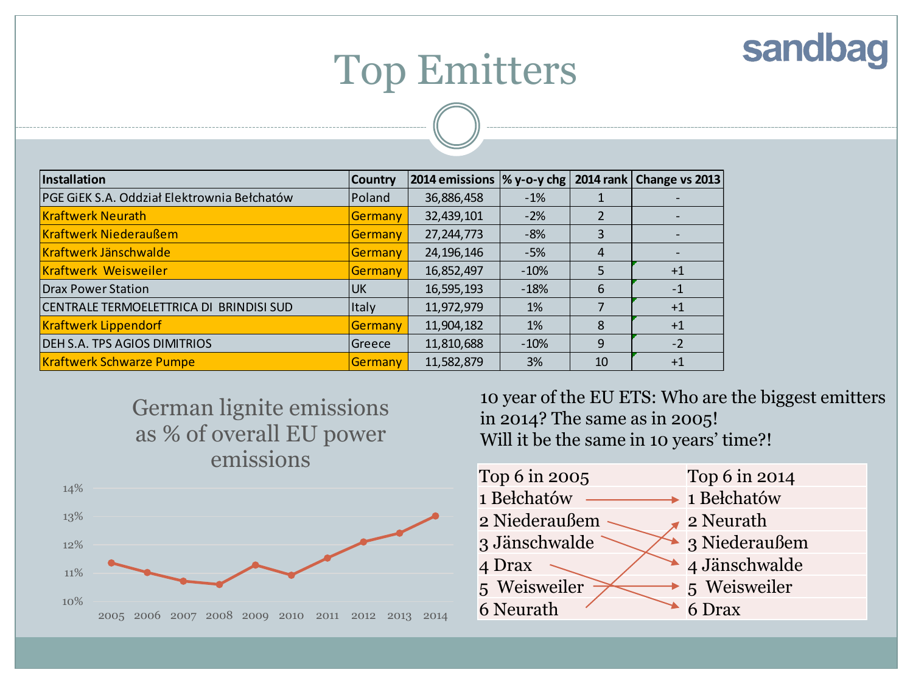# Top Emitters

| Installation | Country | 2014 emissions | % y-o-y chg | 2014 rank | Change vs 2013 |
|---|---|---|---|---|---|
| PGE GiEK S.A. Oddział Elektrownia Bełchatów | Poland | 36,886,458 | -1% | 1 | - |
| Kraftwerk Neurath | Germany | 32,439,101 | -2% | 2 | - |
| Kraftwerk Niederaußem | Germany | 27,244,773 | -8% | 3 | - |
| Kraftwerk Jänschwalde | Germany | 24,196,146 | -5% | 4 | - |
| Kraftwerk Weisweiler | Germany | 16,852,497 | -10% | 5 | +1 |
| Drax Power Station | UK | 16,595,193 | -18% | 6 | -1 |
| CENTRALE TERMOELETTRICA DI BRINDISI SUD | Italy | 11,972,979 | 1% | 7 | +1 |
| Kraftwerk Lippendorf | Germany | 11,904,182 | 1% | 8 | +1 |
| DEH S.A. TPS AGIOS DIMITRIOS | Greece | 11,810,688 | -10% | 9 | -2 |
| Kraftwerk Schwarze Pumpe | Germany | 11,582,879 | 3% | 10 | +1 |

## German lignite emissions as % of overall EU power emissions

| Year | 2005 | 2006 | 2007 | 2008 | 2009 | 2010 | 2011 | 2012 | 2013 | 2014 |
|---|---|---|---|---|---|---|---|---|---|---|
| % (approx.) | 11.4% | 11.0% | 10.7% | 10.6% | 11.3% | 10.9% | 11.5% | 12.1% | 12.4% | 13.0% |

10 year of the EU ETS: Who are the biggest emitters in 2014? The same as in 2005! Will it be the same in 10 years' time?!

| Top 6 in 2005 | Top 6 in 2014 |
|---|---|
| 1 Bełchatów | 1 Bełchatów |
| 2 Niederaußem | 2 Neurath |
| 3 Jänschwalde | 3 Niederaußem |
| 4 Drax | 4 Jänschwalde |
| 5 Weisweiler | 5 Weisweiler |
| 6 Neurath | 6 Drax |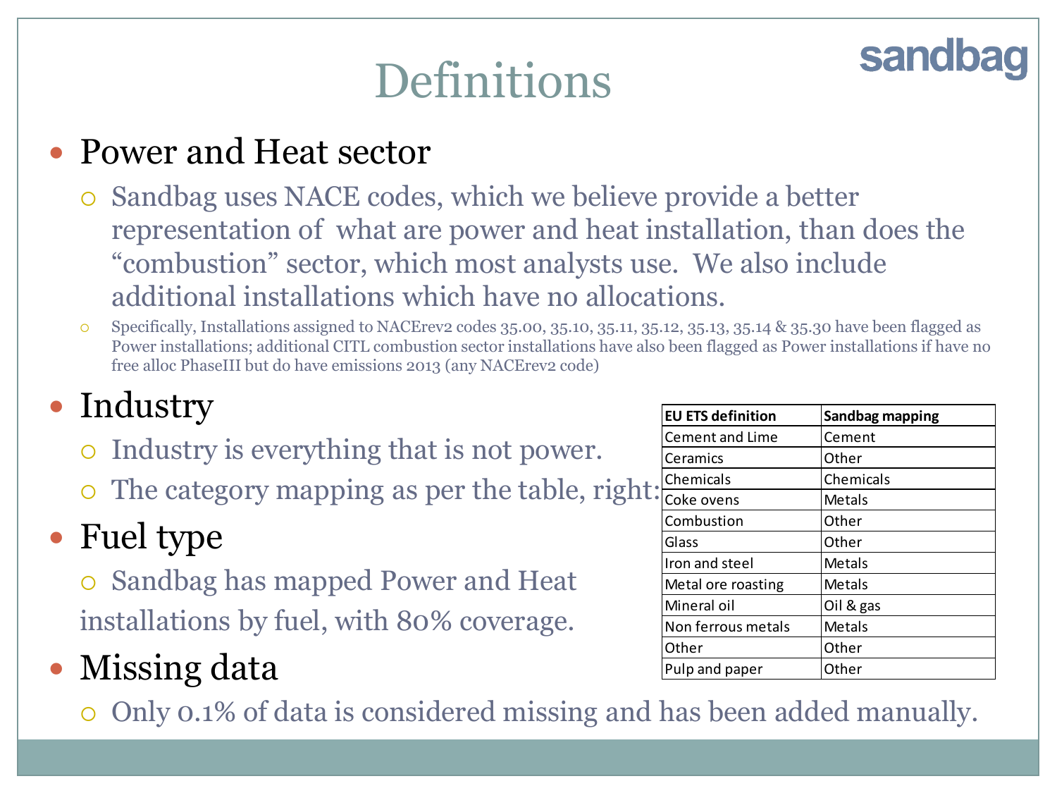# Definitions

sandbag

- Power and Heat sector
  - Sandbag uses NACE codes, which we believe provide a better representation of what are power and heat installation, than does the "combustion" sector, which most analysts use. We also include additional installations which have no allocations.
    - Specifically, Installations assigned to NACErev2 codes 35.00, 35.10, 35.11, 35.12, 35.13, 35.14 & 35.30 have been flagged as Power installations; additional CITL combustion sector installations have also been flagged as Power installations if have no free alloc PhaseIII but do have emissions 2013 (any NACErev2 code)
- Industry
  - Industry is everything that is not power.
  - The category mapping as per the table, right:

| EU ETS definition | Sandbag mapping |
|---|---|
| Cement and Lime | Cement |
| Ceramics | Other |
| Chemicals | Chemicals |
| Coke ovens | Metals |
| Combustion | Other |
| Glass | Other |
| Iron and steel | Metals |
| Metal ore roasting | Metals |
| Mineral oil | Oil & gas |
| Non ferrous metals | Metals |
| Other | Other |
| Pulp and paper | Other |

- Fuel type
  - Sandbag has mapped Power and Heat installations by fuel, with 80% coverage.
- Missing data
  - Only 0.1% of data is considered missing and has been added manually.